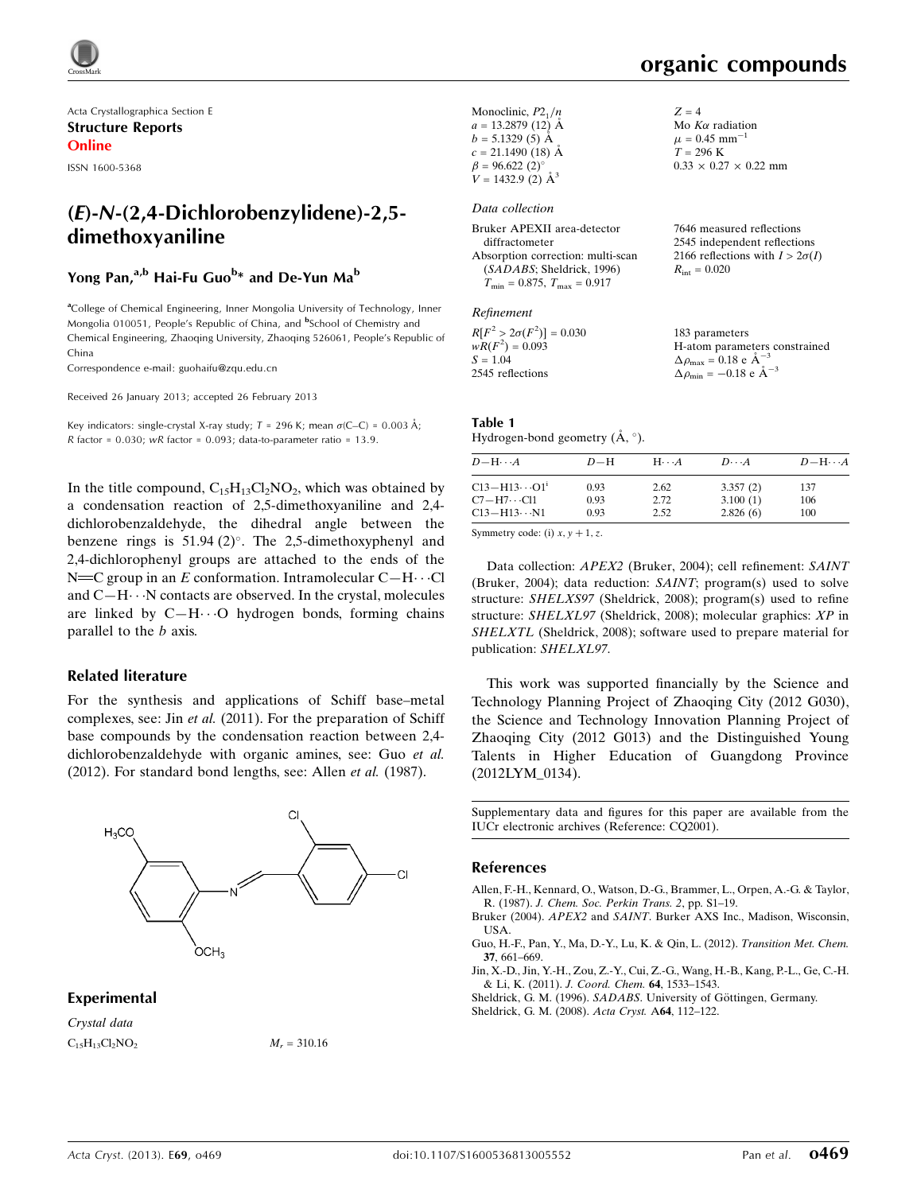Acta Crystallographica Section E

**Structure Reports Online**

ISSN 1600-5368

# (*E*)-*N*-(2,4-Dichlorobenzylidene)-2,5-dimethoxyaniline

**Yong Pan,[a,b] Hai-Fu Guo[b]* and De-Yun Ma[b]**

[a]College of Chemical Engineering, Inner Mongolia University of Technology, Inner Mongolia 010051, People's Republic of China, and [b]School of Chemistry and Chemical Engineering, Zhaoqing University, Zhaoqing 526061, People's Republic of China

Correspondence e-mail: guohaifu@zqu.edu.cn

Received 26 January 2013; accepted 26 February 2013

Key indicators: single-crystal X-ray study; *T* = 296 K; mean σ(C–C) = 0.003 Å; *R* factor = 0.030; *wR* factor = 0.093; data-to-parameter ratio = 13.9.

In the title compound, $C_{15}H_{13}Cl_2NO_2$, which was obtained by a condensation reaction of 2,5-dimethoxyaniline and 2,4-dichlorobenzaldehyde, the dihedral angle between the benzene rings is 51.94 (2)°. The 2,5-dimethoxyphenyl and 2,4-dichlorophenyl groups are attached to the ends of the N=C group in an *E* conformation. Intramolecular C—H⋯Cl and C—H⋯N contacts are observed. In the crystal, molecules are linked by C—H⋯O hydrogen bonds, forming chains parallel to the *b* axis.

## Related literature

For the synthesis and applications of Schiff base–metal complexes, see: Jin *et al.* (2011). For the preparation of Schiff base compounds by the condensation reaction between 2,4-dichlorobenzaldehyde with organic amines, see: Guo *et al.* (2012). For standard bond lengths, see: Allen *et al.* (1987).

## Experimental

*Crystal data*

$C_{15}H_{13}Cl_2NO_2$

$M_r$ = 310.16

Monoclinic, $P2_1/n$

*a* = 13.2879 (12) Å

*b* = 5.1329 (5) Å

*c* = 21.1490 (18) Å

β = 96.622 (2)°

*V* = 1432.9 (2) Å$^3$

*Z* = 4

Mo *K*α radiation

μ = 0.45 mm$^{-1}$

*T* = 296 K

0.33 × 0.27 × 0.22 mm

*Data collection*

Bruker APEXII area-detector diffractometer

Absorption correction: multi-scan (*SADABS*; Sheldrick, 1996) $T_{min}$ = 0.875, $T_{max}$ = 0.917

7646 measured reflections

2545 independent reflections

2166 reflections with *I* > 2σ(*I*)

$R_{int}$ = 0.020

*Refinement*

$R[F^2 > 2\sigma(F^2)]$ = 0.030

$wR(F^2)$ = 0.093

*S* = 1.04

2545 reflections

183 parameters

H-atom parameters constrained

$\Delta\rho_{max}$ = 0.18 e Å$^{-3}$

$\Delta\rho_{min}$ = −0.18 e Å$^{-3}$

**Table 1**

Hydrogen-bond geometry (Å, °).

| *D*—H⋯*A* | *D*—H | H⋯*A* | *D*⋯*A* | *D*—H⋯*A* |
|---|---|---|---|---|
| C13—H13⋯O1[i] | 0.93 | 2.62 | 3.357 (2) | 137 |
| C7—H7⋯Cl1 | 0.93 | 2.72 | 3.100 (1) | 106 |
| C13—H13⋯N1 | 0.93 | 2.52 | 2.826 (6) | 100 |

Symmetry code: (i) *x*, *y* + 1, *z*.

Data collection: *APEX2* (Bruker, 2004); cell refinement: *SAINT* (Bruker, 2004); data reduction: *SAINT*; program(s) used to solve structure: *SHELXS97* (Sheldrick, 2008); program(s) used to refine structure: *SHELXL97* (Sheldrick, 2008); molecular graphics: *XP* in *SHELXTL* (Sheldrick, 2008); software used to prepare material for publication: *SHELXL97*.

This work was supported financially by the Science and Technology Planning Project of Zhaoqing City (2012 G030), the Science and Technology Innovation Planning Project of Zhaoqing City (2012 G013) and the Distinguished Young Talents in Higher Education of Guangdong Province (2012LYM_0134).

Supplementary data and figures for this paper are available from the IUCr electronic archives (Reference: CQ2001).

## References

Allen, F.-H., Kennard, O., Watson, D.-G., Brammer, L., Orpen, A.-G. & Taylor, R. (1987). *J. Chem. Soc. Perkin Trans. 2*, pp. S1–19.

Bruker (2004). *APEX2* and *SAINT*. Bruker AXS Inc., Madison, Wisconsin, USA.

Guo, H.-F., Pan, Y., Ma, D.-Y., Lu, K. & Qin, L. (2012). *Transition Met. Chem.* **37**, 661–669.

Jin, X.-D., Jin, Y.-H., Zou, Z.-Y., Cui, Z.-G., Wang, H.-B., Kang, P.-L., Ge, C.-H. & Li, K. (2011). *J. Coord. Chem.* **64**, 1533–1543.

Sheldrick, G. M. (1996). *SADABS*. University of Göttingen, Germany.

Sheldrick, G. M. (2008). *Acta Cryst.* A**64**, 112–122.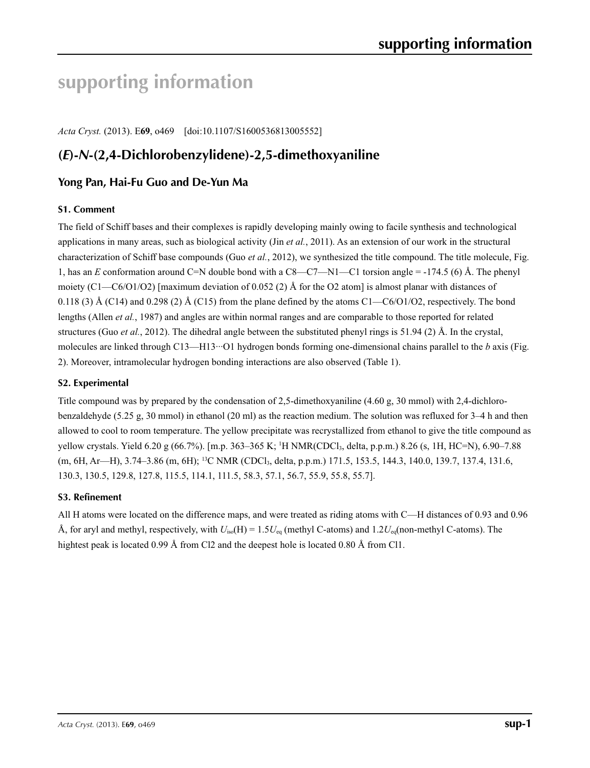# supporting information

*Acta Cryst.* (2013). E**69**, o469 [doi:10.1107/S1600536813005552]

## (*E*)-*N*-(2,4-Dichlorobenzylidene)-2,5-dimethoxyaniline

### Yong Pan, Hai-Fu Guo and De-Yun Ma

### S1. Comment

The field of Schiff bases and their complexes is rapidly developing mainly owing to facile synthesis and technological applications in many areas, such as biological activity (Jin *et al.*, 2011). As an extension of our work in the structural characterization of Schiff base compounds (Guo *et al.*, 2012), we synthesized the title compound. The title molecule, Fig. 1, has an *E* conformation around C=N double bond with a C8—C7—N1—C1 torsion angle = -174.5 (6) Å. The phenyl moiety (C1—C6/O1/O2) [maximum deviation of 0.052 (2) Å for the O2 atom] is almost planar with distances of 0.118 (3) Å (C14) and 0.298 (2) Å (C15) from the plane defined by the atoms C1—C6/O1/O2, respectively. The bond lengths (Allen *et al.*, 1987) and angles are within normal ranges and are comparable to those reported for related structures (Guo *et al.*, 2012). The dihedral angle between the substituted phenyl rings is 51.94 (2) Å. In the crystal, molecules are linked through C13—H13···O1 hydrogen bonds forming one-dimensional chains parallel to the *b* axis (Fig. 2). Moreover, intramolecular hydrogen bonding interactions are also observed (Table 1).

### S2. Experimental

Title compound was by prepared by the condensation of 2,5-dimethoxyaniline (4.60 g, 30 mmol) with 2,4-dichloro-benzaldehyde (5.25 g, 30 mmol) in ethanol (20 ml) as the reaction medium. The solution was refluxed for 3–4 h and then allowed to cool to room temperature. The yellow precipitate was recrystallized from ethanol to give the title compound as yellow crystals. Yield 6.20 g (66.7%). [m.p. 363–365 K; $^{1}$H NMR($CDCl_3$, delta, p.p.m.) 8.26 (s, 1H, HC=N), 6.90–7.88 (m, 6H, Ar—H), 3.74–3.86 (m, 6H); $^{13}$C NMR ($CDCl_3$, delta, p.p.m.) 171.5, 153.5, 144.3, 140.0, 139.7, 137.4, 131.6, 130.3, 130.5, 129.8, 127.8, 115.5, 114.1, 111.5, 58.3, 57.1, 56.7, 55.9, 55.8, 55.7].

### S3. Refinement

All H atoms were located on the difference maps, and were treated as riding atoms with C—H distances of 0.93 and 0.96 Å, for aryl and methyl, respectively, with $U_{iso}$(H) = 1.5$U_{eq}$ (methyl C-atoms) and 1.2$U_{eq}$(non-methyl C-atoms). The hightest peak is located 0.99 Å from Cl2 and the deepest hole is located 0.80 Å from Cl1.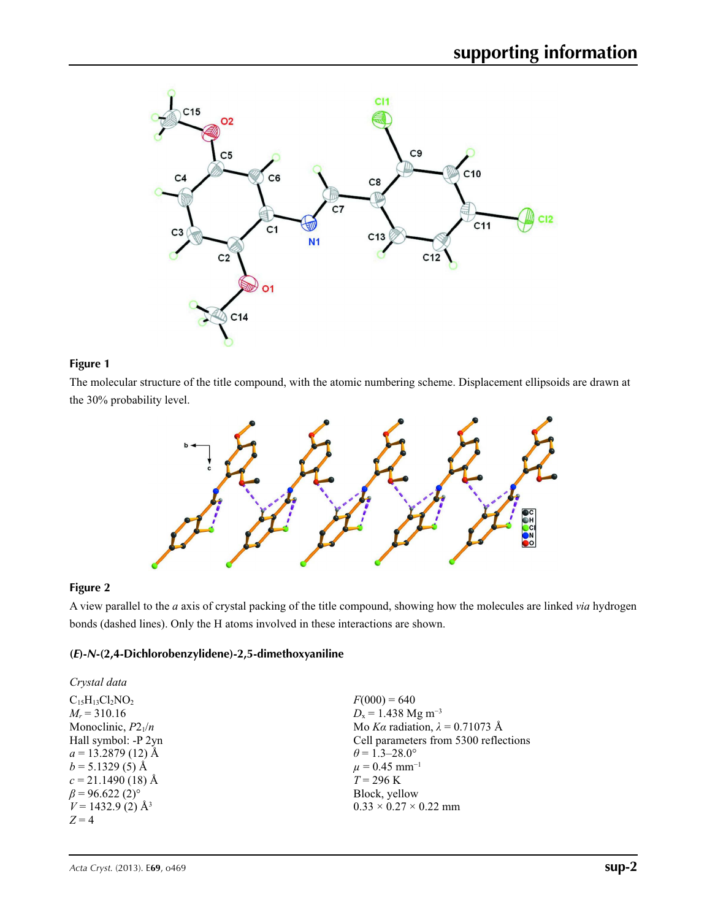**Figure 1**

The molecular structure of the title compound, with the atomic numbering scheme. Displacement ellipsoids are drawn at the 30% probability level.

**Figure 2**

A view parallel to the *a* axis of crystal packing of the title compound, showing how the molecules are linked *via* hydrogen bonds (dashed lines). Only the H atoms involved in these interactions are shown.

### (*E*)-*N*-(2,4-Dichlorobenzylidene)-2,5-dimethoxyaniline

*Crystal data*

$C_{15}H_{13}Cl_2NO_2$
$M_r = 310.16$
Monoclinic, $P2_1/n$
Hall symbol: -P 2yn
$a = 13.2879$ (12) Å
$b = 5.1329$ (5) Å
$c = 21.1490$ (18) Å
$\beta = 96.622$ (2)°
$V = 1432.9$ (2) Å$^3$
$Z = 4$

$F(000) = 640$
$D_x = 1.438$ Mg m$^{-3}$
Mo $K\alpha$ radiation, $\lambda = 0.71073$ Å
Cell parameters from 5300 reflections
$\theta = 1.3$–28.0°
$\mu = 0.45$ mm$^{-1}$
$T = 296$ K
Block, yellow
0.33 × 0.27 × 0.22 mm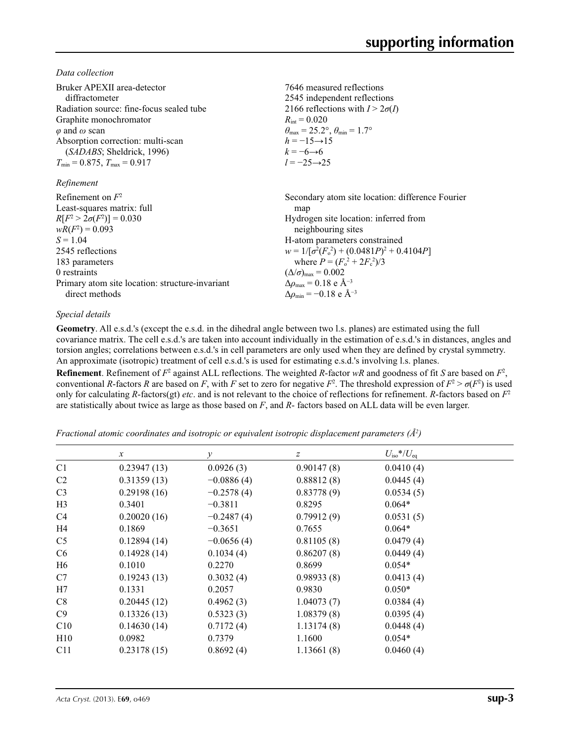*Data collection*

Bruker APEXII area-detector diffractometer
Radiation source: fine-focus sealed tube
Graphite monochromator
$\varphi$ and $\omega$ scan
Absorption correction: multi-scan (*SADABS*; Sheldrick, 1996)
$T_{min} = 0.875$, $T_{max} = 0.917$

7646 measured reflections
2545 independent reflections
2166 reflections with $I > 2\sigma(I)$
$R_{int} = 0.020$
$\theta_{max} = 25.2°$, $\theta_{min} = 1.7°$
$h = -15 \rightarrow 15$
$k = -6 \rightarrow 6$
$l = -25 \rightarrow 25$

*Refinement*

Refinement on $F^2$
Least-squares matrix: full
$R[F^2 > 2\sigma(F^2)] = 0.030$
$wR(F^2) = 0.093$
$S = 1.04$
2545 reflections
183 parameters
0 restraints
Primary atom site location: structure-invariant direct methods

Secondary atom site location: difference Fourier map
Hydrogen site location: inferred from neighbouring sites
H-atom parameters constrained
$w = 1/[\sigma^2(F_o^2) + (0.0481P)^2 + 0.4104P]$ where $P = (F_o^2 + 2F_c^2)/3$
$(\Delta/\sigma)_{max} = 0.002$
$\Delta\rho_{max} = 0.18$ e Å$^{-3}$
$\Delta\rho_{min} = -0.18$ e Å$^{-3}$

*Special details*

**Geometry**. All e.s.d.'s (except the e.s.d. in the dihedral angle between two l.s. planes) are estimated using the full covariance matrix. The cell e.s.d.'s are taken into account individually in the estimation of e.s.d.'s in distances, angles and torsion angles; correlations between e.s.d.'s in cell parameters are only used when they are defined by crystal symmetry. An approximate (isotropic) treatment of cell e.s.d.'s is used for estimating e.s.d.'s involving l.s. planes.

**Refinement**. Refinement of $F^2$ against ALL reflections. The weighted *R*-factor *wR* and goodness of fit *S* are based on $F^2$, conventional *R*-factors *R* are based on *F*, with *F* set to zero for negative $F^2$. The threshold expression of $F^2 > \sigma(F^2)$ is used only for calculating *R*-factors(gt) *etc*. and is not relevant to the choice of reflections for refinement. *R*-factors based on $F^2$ are statistically about twice as large as those based on *F*, and *R*- factors based on ALL data will be even larger.

*Fractional atomic coordinates and isotropic or equivalent isotropic displacement parameters (Å$^2$)*

| | *x* | *y* | *z* | $U_{iso}$*/$U_{eq}$ |
|---|---|---|---|---|
| C1 | 0.23947 (13) | 0.0926 (3) | 0.90147 (8) | 0.0410 (4) |
| C2 | 0.31359 (13) | −0.0886 (4) | 0.88812 (8) | 0.0445 (4) |
| C3 | 0.29198 (16) | −0.2578 (4) | 0.83778 (9) | 0.0534 (5) |
| H3 | 0.3401 | −0.3811 | 0.8295 | 0.064* |
| C4 | 0.20020 (16) | −0.2487 (4) | 0.79912 (9) | 0.0531 (5) |
| H4 | 0.1869 | −0.3651 | 0.7655 | 0.064* |
| C5 | 0.12894 (14) | −0.0656 (4) | 0.81105 (8) | 0.0479 (4) |
| C6 | 0.14928 (14) | 0.1034 (4) | 0.86207 (8) | 0.0449 (4) |
| H6 | 0.1010 | 0.2270 | 0.8699 | 0.054* |
| C7 | 0.19243 (13) | 0.3032 (4) | 0.98933 (8) | 0.0413 (4) |
| H7 | 0.1331 | 0.2057 | 0.9830 | 0.050* |
| C8 | 0.20445 (12) | 0.4962 (3) | 1.04073 (7) | 0.0384 (4) |
| C9 | 0.13326 (13) | 0.5323 (3) | 1.08379 (8) | 0.0395 (4) |
| C10 | 0.14630 (14) | 0.7172 (4) | 1.13174 (8) | 0.0448 (4) |
| H10 | 0.0982 | 0.7379 | 1.1600 | 0.054* |
| C11 | 0.23178 (15) | 0.8692 (4) | 1.13661 (8) | 0.0460 (4) |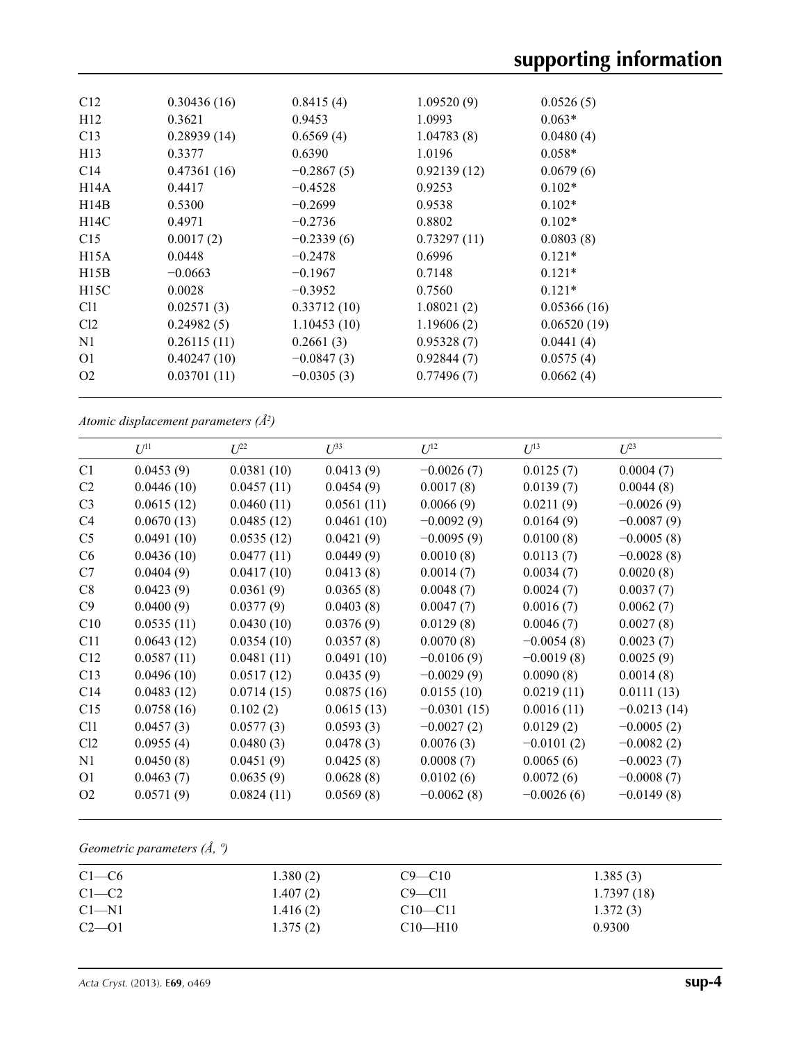| | | | | |
|---|---|---|---|---|
| C12 | 0.30436 (16) | 0.8415 (4) | 1.09520 (9) | 0.0526 (5) |
| H12 | 0.3621 | 0.9453 | 1.0993 | 0.063* |
| C13 | 0.28939 (14) | 0.6569 (4) | 1.04783 (8) | 0.0480 (4) |
| H13 | 0.3377 | 0.6390 | 1.0196 | 0.058* |
| C14 | 0.47361 (16) | −0.2867 (5) | 0.92139 (12) | 0.0679 (6) |
| H14A | 0.4417 | −0.4528 | 0.9253 | 0.102* |
| H14B | 0.5300 | −0.2699 | 0.9538 | 0.102* |
| H14C | 0.4971 | −0.2736 | 0.8802 | 0.102* |
| C15 | 0.0017 (2) | −0.2339 (6) | 0.73297 (11) | 0.0803 (8) |
| H15A | 0.0448 | −0.2478 | 0.6996 | 0.121* |
| H15B | −0.0663 | −0.1967 | 0.7148 | 0.121* |
| H15C | 0.0028 | −0.3952 | 0.7560 | 0.121* |
| Cl1 | 0.02571 (3) | 0.33712 (10) | 1.08021 (2) | 0.05366 (16) |
| Cl2 | 0.24982 (5) | 1.10453 (10) | 1.19606 (2) | 0.06520 (19) |
| N1 | 0.26115 (11) | 0.2661 (3) | 0.95328 (7) | 0.0441 (4) |
| O1 | 0.40247 (10) | −0.0847 (3) | 0.92844 (7) | 0.0575 (4) |
| O2 | 0.03701 (11) | −0.0305 (3) | 0.77496 (7) | 0.0662 (4) |

*Atomic displacement parameters (Å²)*

| | $U^{11}$ | $U^{22}$ | $U^{33}$ | $U^{12}$ | $U^{13}$ | $U^{23}$ |
|---|---|---|---|---|---|---|
| C1 | 0.0453 (9) | 0.0381 (10) | 0.0413 (9) | −0.0026 (7) | 0.0125 (7) | 0.0004 (7) |
| C2 | 0.0446 (10) | 0.0457 (11) | 0.0454 (9) | 0.0017 (8) | 0.0139 (7) | 0.0044 (8) |
| C3 | 0.0615 (12) | 0.0460 (11) | 0.0561 (11) | 0.0066 (9) | 0.0211 (9) | −0.0026 (9) |
| C4 | 0.0670 (13) | 0.0485 (12) | 0.0461 (10) | −0.0092 (9) | 0.0164 (9) | −0.0087 (9) |
| C5 | 0.0491 (10) | 0.0535 (12) | 0.0421 (9) | −0.0095 (9) | 0.0100 (8) | −0.0005 (8) |
| C6 | 0.0436 (10) | 0.0477 (11) | 0.0449 (9) | 0.0010 (8) | 0.0113 (7) | −0.0028 (8) |
| C7 | 0.0404 (9) | 0.0417 (10) | 0.0413 (8) | 0.0014 (7) | 0.0034 (7) | 0.0020 (8) |
| C8 | 0.0423 (9) | 0.0361 (9) | 0.0365 (8) | 0.0048 (7) | 0.0024 (7) | 0.0037 (7) |
| C9 | 0.0400 (9) | 0.0377 (9) | 0.0403 (8) | 0.0047 (7) | 0.0016 (7) | 0.0062 (7) |
| C10 | 0.0535 (11) | 0.0430 (10) | 0.0376 (9) | 0.0129 (8) | 0.0046 (7) | 0.0027 (8) |
| C11 | 0.0643 (12) | 0.0354 (10) | 0.0357 (8) | 0.0070 (8) | −0.0054 (8) | 0.0023 (7) |
| C12 | 0.0587 (11) | 0.0481 (11) | 0.0491 (10) | −0.0106 (9) | −0.0019 (8) | 0.0025 (9) |
| C13 | 0.0496 (10) | 0.0517 (12) | 0.0435 (9) | −0.0029 (9) | 0.0090 (8) | 0.0014 (8) |
| C14 | 0.0483 (12) | 0.0714 (15) | 0.0875 (16) | 0.0155 (10) | 0.0219 (11) | 0.0111 (13) |
| C15 | 0.0758 (16) | 0.102 (2) | 0.0615 (13) | −0.0301 (15) | 0.0016 (11) | −0.0213 (14) |
| Cl1 | 0.0457 (3) | 0.0577 (3) | 0.0593 (3) | −0.0027 (2) | 0.0129 (2) | −0.0005 (2) |
| Cl2 | 0.0955 (4) | 0.0480 (3) | 0.0478 (3) | 0.0076 (3) | −0.0101 (2) | −0.0082 (2) |
| N1 | 0.0450 (8) | 0.0451 (9) | 0.0425 (8) | 0.0008 (7) | 0.0065 (6) | −0.0023 (7) |
| O1 | 0.0463 (7) | 0.0635 (9) | 0.0628 (8) | 0.0102 (6) | 0.0072 (6) | −0.0008 (7) |
| O2 | 0.0571 (9) | 0.0824 (11) | 0.0569 (8) | −0.0062 (8) | −0.0026 (6) | −0.0149 (8) |

*Geometric parameters (Å, º)*

| | | | |
|---|---|---|---|
| C1—C6 | 1.380 (2) | C9—C10 | 1.385 (3) |
| C1—C2 | 1.407 (2) | C9—Cl1 | 1.7397 (18) |
| C1—N1 | 1.416 (2) | C10—C11 | 1.372 (3) |
| C2—O1 | 1.375 (2) | C10—H10 | 0.9300 |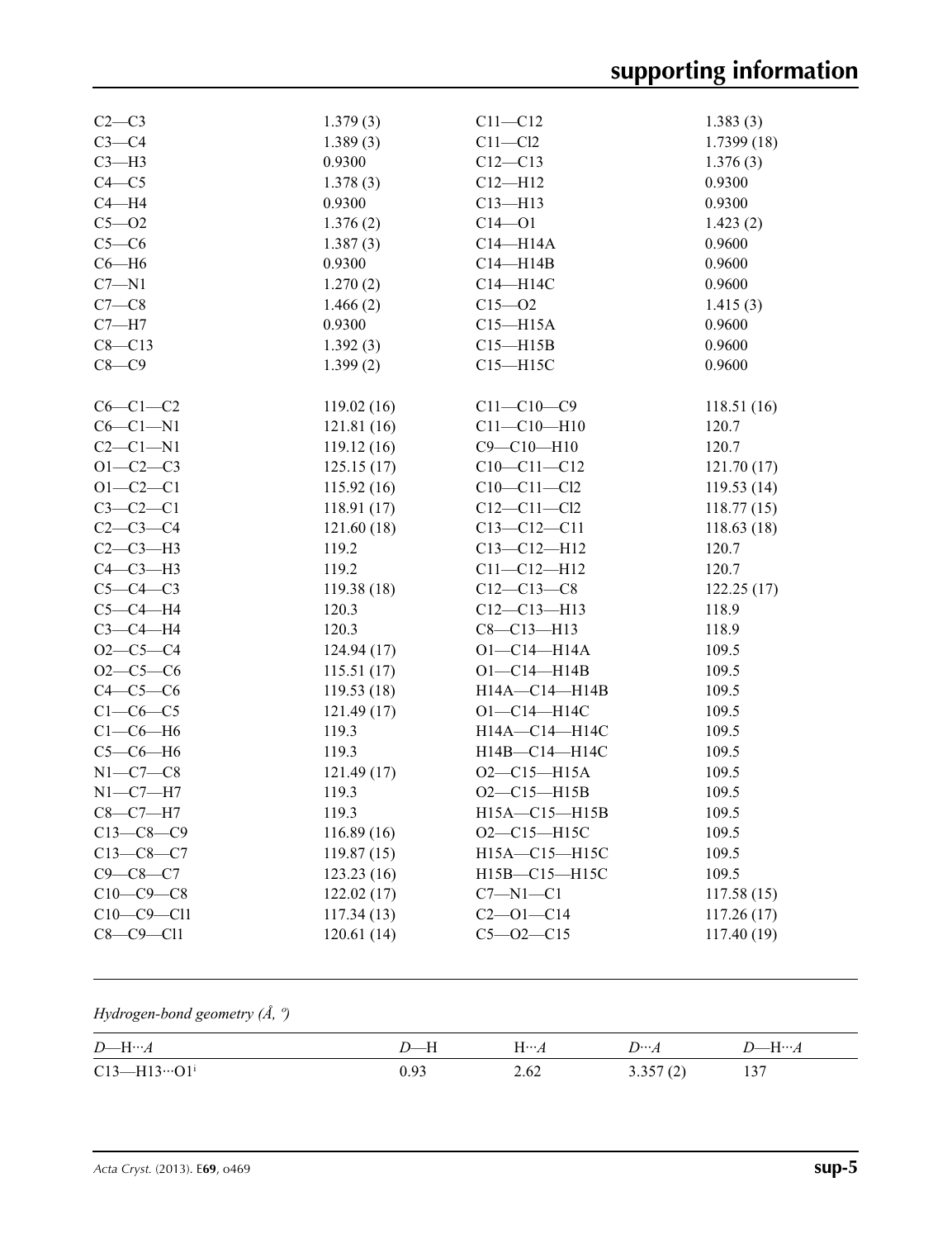| | | | |
|---|---|---|---|
| C2—C3 | 1.379 (3) | C11—C12 | 1.383 (3) |
| C3—C4 | 1.389 (3) | C11—Cl2 | 1.7399 (18) |
| C3—H3 | 0.9300 | C12—C13 | 1.376 (3) |
| C4—C5 | 1.378 (3) | C12—H12 | 0.9300 |
| C4—H4 | 0.9300 | C13—H13 | 0.9300 |
| C5—O2 | 1.376 (2) | C14—O1 | 1.423 (2) |
| C5—C6 | 1.387 (3) | C14—H14A | 0.9600 |
| C6—H6 | 0.9300 | C14—H14B | 0.9600 |
| C7—N1 | 1.270 (2) | C14—H14C | 0.9600 |
| C7—C8 | 1.466 (2) | C15—O2 | 1.415 (3) |
| C7—H7 | 0.9300 | C15—H15A | 0.9600 |
| C8—C13 | 1.392 (3) | C15—H15B | 0.9600 |
| C8—C9 | 1.399 (2) | C15—H15C | 0.9600 |
| | | | |
| C6—C1—C2 | 119.02 (16) | C11—C10—C9 | 118.51 (16) |
| C6—C1—N1 | 121.81 (16) | C11—C10—H10 | 120.7 |
| C2—C1—N1 | 119.12 (16) | C9—C10—H10 | 120.7 |
| O1—C2—C3 | 125.15 (17) | C10—C11—C12 | 121.70 (17) |
| O1—C2—C1 | 115.92 (16) | C10—C11—Cl2 | 119.53 (14) |
| C3—C2—C1 | 118.91 (17) | C12—C11—Cl2 | 118.77 (15) |
| C2—C3—C4 | 121.60 (18) | C13—C12—C11 | 118.63 (18) |
| C2—C3—H3 | 119.2 | C13—C12—H12 | 120.7 |
| C4—C3—H3 | 119.2 | C11—C12—H12 | 120.7 |
| C5—C4—C3 | 119.38 (18) | C12—C13—C8 | 122.25 (17) |
| C5—C4—H4 | 120.3 | C12—C13—H13 | 118.9 |
| C3—C4—H4 | 120.3 | C8—C13—H13 | 118.9 |
| O2—C5—C4 | 124.94 (17) | O1—C14—H14A | 109.5 |
| O2—C5—C6 | 115.51 (17) | O1—C14—H14B | 109.5 |
| C4—C5—C6 | 119.53 (18) | H14A—C14—H14B | 109.5 |
| C1—C6—C5 | 121.49 (17) | O1—C14—H14C | 109.5 |
| C1—C6—H6 | 119.3 | H14A—C14—H14C | 109.5 |
| C5—C6—H6 | 119.3 | H14B—C14—H14C | 109.5 |
| N1—C7—C8 | 121.49 (17) | O2—C15—H15A | 109.5 |
| N1—C7—H7 | 119.3 | O2—C15—H15B | 109.5 |
| C8—C7—H7 | 119.3 | H15A—C15—H15B | 109.5 |
| C13—C8—C9 | 116.89 (16) | O2—C15—H15C | 109.5 |
| C13—C8—C7 | 119.87 (15) | H15A—C15—H15C | 109.5 |
| C9—C8—C7 | 123.23 (16) | H15B—C15—H15C | 109.5 |
| C10—C9—C8 | 122.02 (17) | C7—N1—C1 | 117.58 (15) |
| C10—C9—Cl1 | 117.34 (13) | C2—O1—C14 | 117.26 (17) |
| C8—C9—Cl1 | 120.61 (14) | C5—O2—C15 | 117.40 (19) |

*Hydrogen-bond geometry (Å, º)*

| *D*—H···*A* | *D*—H | H···*A* | *D*···*A* | *D*—H···*A* |
|---|---|---|---|---|
| C13—H13···O1[i] | 0.93 | 2.62 | 3.357 (2) | 137 |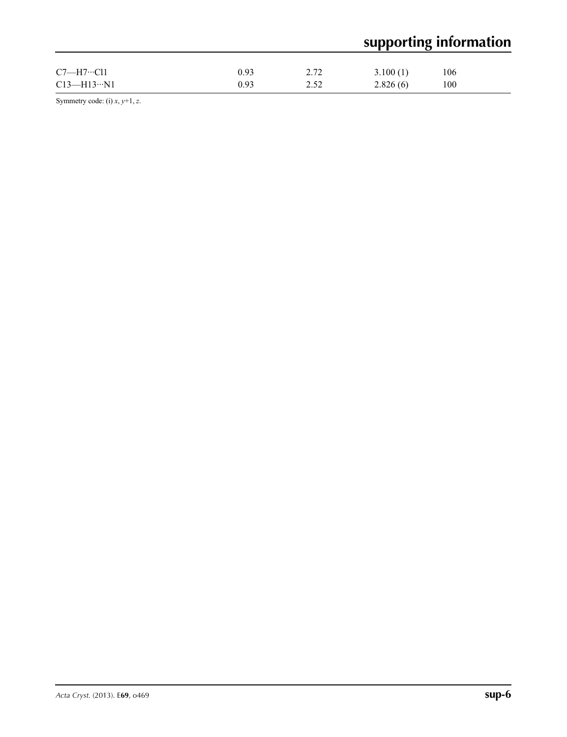| | | | | |
|---|---|---|---|---|
| C7—H7···Cl1 | 0.93 | 2.72 | 3.100 (1) | 106 |
| C13—H13···N1 | 0.93 | 2.52 | 2.826 (6) | 100 |

Symmetry code: (i) *x*, *y*+1, *z*.